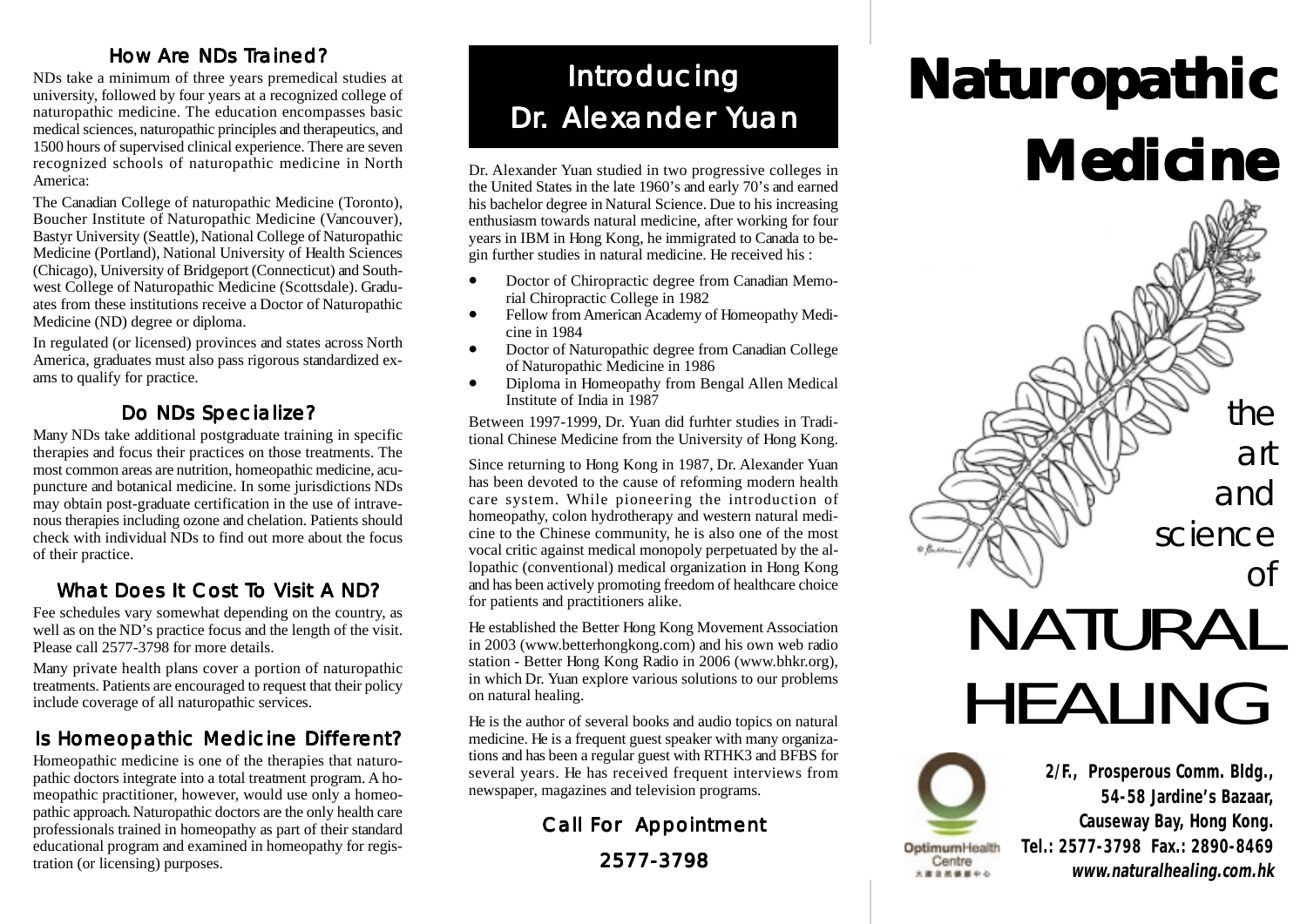## How Are NDs Trained?

NDs take a minimum of three years premedical studies at university, followed by four years at a recognized college of naturopathic medicine. The education encompasses basic medical sciences, naturopathic principles and therapeutics, and 1500 hours of supervised clinical experience. There are seven recognized schools of naturopathic medicine in North America:

The Canadian College of naturopathic Medicine (Toronto), Boucher Institute of Naturopathic Medicine (Vancouver), Bastyr University (Seattle), National College of Naturopathic Medicine (Portland), National University of Health Sciences (Chicago), University of Bridgeport (Connecticut) and Southwest College of Naturopathic Medicine (Scottsdale). Graduates from these institutions receive a Doctor of Naturopathic Medicine (ND) degree or diploma.

In regulated (or licensed) provinces and states across North America, graduates must also pass rigorous standardized exams to qualify for practice.

## Do NDs Specialize?

Many NDs take additional postgraduate training in specific therapies and focus their practices on those treatments. The most common areas are nutrition, homeopathic medicine, acupuncture and botanical medicine. In some jurisdictions NDs may obtain post-graduate certification in the use of intravenous therapies including ozone and chelation. Patients should check with individual NDs to find out more about the focus of their practice.

## What Does It Cost To Visit A ND?

Fee schedules vary somewhat depending on the country, as well as on the ND's practice focus and the length of the visit. Please call 2577-3798 for more details.

Many private health plans cover a portion of naturopathic treatments. Patients are encouraged to request that their policy include coverage of all naturopathic services.

## Is Homeopathic Medicine Different?

Homeopathic medicine is one of the therapies that naturopathic doctors integrate into a total treatment program. A homeopathic practitioner, however, would use only a homeopathic approach. Naturopathic doctors are the only health care professionals trained in homeopathy as part of their standard educational program and examined in homeopathy for registration (or licensing) purposes.

## Introducing Dr. Alexander Yuan

Dr. Alexander Yuan studied in two progressive colleges in the United States in the late 1960's and early 70's and earned his bachelor degree in Natural Science. Due to his increasing enthusiasm towards natural medicine, after working for four years in IBM in Hong Kong, he immigrated to Canada to begin further studies in natural medicine. He received his :

- Doctor of Chiropractic degree from Canadian Memorial Chiropractic College in 1982
- Fellow from American Academy of Homeopathy Medicine in 1984
- Doctor of Naturopathic degree from Canadian College of Naturopathic Medicine in 1986
- Diploma in Homeopathy from Bengal Allen Medical Institute of India in 1987

Between 1997-1999, Dr. Yuan did furhter studies in Traditional Chinese Medicine from the University of Hong Kong.

Since returning to Hong Kong in 1987, Dr. Alexander Yuan has been devoted to the cause of reforming modern health care system. While pioneering the introduction of homeopathy, colon hydrotherapy and western natural medicine to the Chinese community, he is also one of the most vocal critic against medical monopoly perpetuated by the allopathic (conventional) medical organization in Hong Kong and has been actively promoting freedom of healthcare choice for patients and practitioners alike.

He established the Better Hong Kong Movement Association in 2003 (www.betterhongkong.com) and his own web radio station - Better Hong Kong Radio in 2006 (www.bhkr.org), in which Dr. Yuan explore various solutions to our problems on natural healing.

He is the author of several books and audio topics on natural medicine. He is a frequent guest speaker with many organizations and has been a regular guest with RTHK3 and BFBS for several years. He has received frequent interviews from newspaper, magazines and television programs.

**Call For Appointment**

**2577-3798**

# Naturopathic Medicine

*the art and science of*

# NATURAL HEALING

Optimum Health Centre

**2/F., Prosperous Comm. Bldg.,**
**54-58 Jardine's Bazaar,**
**Causeway Bay, Hong Kong.**
**Tel.: 2577-3798 Fax.: 2890-8469**
***www.naturalhealing.com.hk***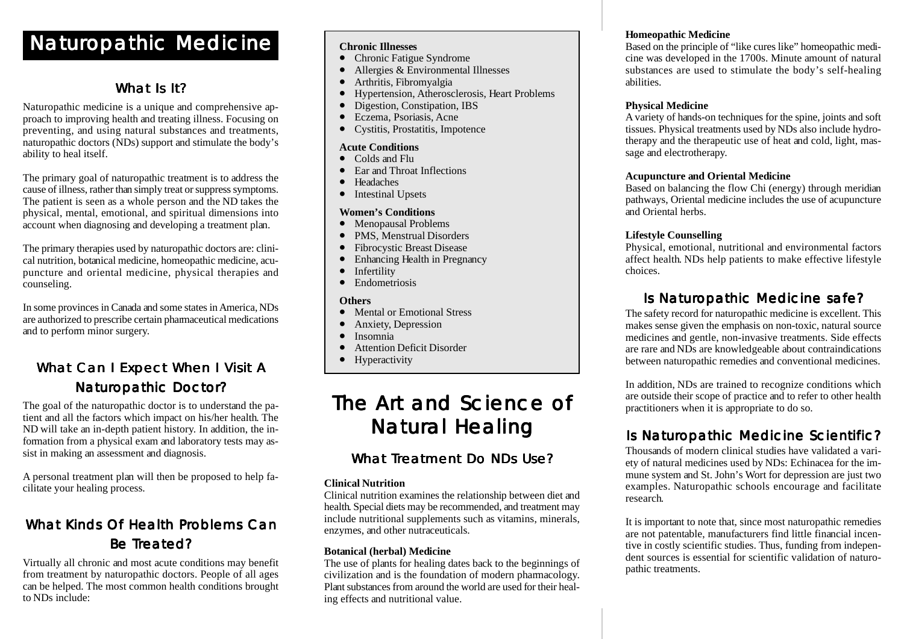# Naturopathic Medicine

## What Is It?

Naturopathic medicine is a unique and comprehensive approach to improving health and treating illness. Focusing on preventing, and using natural substances and treatments, naturopathic doctors (NDs) support and stimulate the body's ability to heal itself.

The primary goal of naturopathic treatment is to address the cause of illness, rather than simply treat or suppress symptoms. The patient is seen as a whole person and the ND takes the physical, mental, emotional, and spiritual dimensions into account when diagnosing and developing a treatment plan.

The primary therapies used by naturopathic doctors are: clinical nutrition, botanical medicine, homeopathic medicine, acupuncture and oriental medicine, physical therapies and counseling.

In some provinces in Canada and some states in America, NDs are authorized to prescribe certain pharmaceutical medications and to perform minor surgery.

## What Can I Expect When I Visit A Naturopathic Doctor?

The goal of the naturopathic doctor is to understand the patient and all the factors which impact on his/her health. The ND will take an in-depth patient history. In addition, the information from a physical exam and laboratory tests may assist in making an assessment and diagnosis.

A personal treatment plan will then be proposed to help facilitate your healing process.

## What Kinds Of Health Problems Can Be Treated?

Virtually all chronic and most acute conditions may benefit from treatment by naturopathic doctors. People of all ages can be helped. The most common health conditions brought to NDs include:

**Chronic Illnesses**
- Chronic Fatigue Syndrome
- Allergies & Environmental Illnesses
- Arthritis, Fibromyalgia
- Hypertension, Atherosclerosis, Heart Problems
- Digestion, Constipation, IBS
- Eczema, Psoriasis, Acne
- Cystitis, Prostatitis, Impotence

**Acute Conditions**
- Colds and Flu
- Ear and Throat Inflections
- Headaches
- Intestinal Upsets

**Women's Conditions**
- Menopausal Problems
- PMS, Menstrual Disorders
- Fibrocystic Breast Disease
- Enhancing Health in Pregnancy
- Infertility
- Endometriosis

**Others**
- Mental or Emotional Stress
- Anxiety, Depression
- Insomnia
- Attention Deficit Disorder
- Hyperactivity

# The Art and Science of Natural Healing

## What Treatment Do NDs Use?

**Clinical Nutrition**
Clinical nutrition examines the relationship between diet and health. Special diets may be recommended, and treatment may include nutritional supplements such as vitamins, minerals, enzymes, and other nutraceuticals.

**Botanical (herbal) Medicine**
The use of plants for healing dates back to the beginnings of civilization and is the foundation of modern pharmacology. Plant substances from around the world are used for their healing effects and nutritional value.

**Homeopathic Medicine**
Based on the principle of "like cures like" homeopathic medicine was developed in the 1700s. Minute amount of natural substances are used to stimulate the body's self-healing abilities.

**Physical Medicine**
A variety of hands-on techniques for the spine, joints and soft tissues. Physical treatments used by NDs also include hydrotherapy and the therapeutic use of heat and cold, light, massage and electrotherapy.

**Acupuncture and Oriental Medicine**
Based on balancing the flow Chi (energy) through meridian pathways, Oriental medicine includes the use of acupuncture and Oriental herbs.

**Lifestyle Counselling**
Physical, emotional, nutritional and environmental factors affect health. NDs help patients to make effective lifestyle choices.

## Is Naturopathic Medicine safe?

The safety record for naturopathic medicine is excellent. This makes sense given the emphasis on non-toxic, natural source medicines and gentle, non-invasive treatments. Side effects are rare and NDs are knowledgeable about contraindications between naturopathic remedies and conventional medicines.

In addition, NDs are trained to recognize conditions which are outside their scope of practice and to refer to other health practitioners when it is appropriate to do so.

## Is Naturopathic Medicine Scientific?

Thousands of modern clinical studies have validated a variety of natural medicines used by NDs: Echinacea for the immune system and St. John's Wort for depression are just two examples. Naturopathic schools encourage and facilitate research.

It is important to note that, since most naturopathic remedies are not patentable, manufacturers find little financial incentive in costly scientific studies. Thus, funding from independent sources is essential for scientific validation of naturopathic treatments.